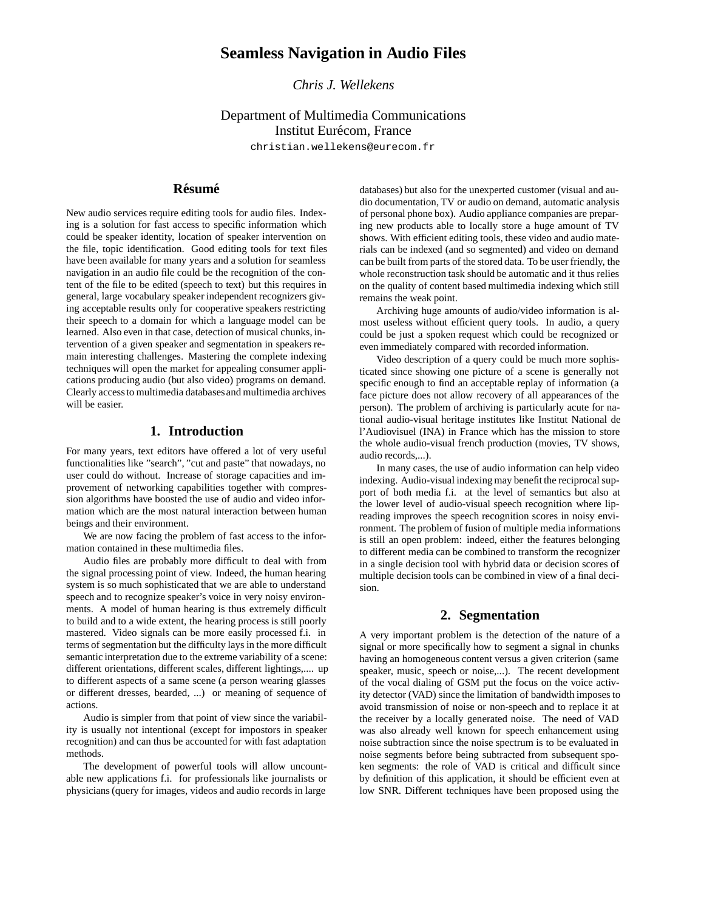# Seamless Navigation in Audio Files

*Chris J. Wellekens*

Department of Multimedia Communications
Institut Eurécom, France
christian.wellekens@eurecom.fr

## Résumé

New audio services require editing tools for audio files. Indexing is a solution for fast access to specific information which could be speaker identity, location of speaker intervention on the file, topic identification. Good editing tools for text files have been available for many years and a solution for seamless navigation in an audio file could be the recognition of the content of the file to be edited (speech to text) but this requires in general, large vocabulary speaker independent recognizers giving acceptable results only for cooperative speakers restricting their speech to a domain for which a language model can be learned. Also even in that case, detection of musical chunks, intervention of a given speaker and segmentation in speakers remain interesting challenges. Mastering the complete indexing techniques will open the market for appealing consumer applications producing audio (but also video) programs on demand. Clearly access to multimedia databases and multimedia archives will be easier.

## 1. Introduction

For many years, text editors have offered a lot of very useful functionalities like "search", "cut and paste" that nowadays, no user could do without. Increase of storage capacities and improvement of networking capabilities together with compression algorithms have boosted the use of audio and video information which are the most natural interaction between human beings and their environment.

We are now facing the problem of fast access to the information contained in these multimedia files.

Audio files are probably more difficult to deal with from the signal processing point of view. Indeed, the human hearing system is so much sophisticated that we are able to understand speech and to recognize speaker's voice in very noisy environments. A model of human hearing is thus extremely difficult to build and to a wide extent, the hearing process is still poorly mastered. Video signals can be more easily processed f.i. in terms of segmentation but the difficulty lays in the more difficult semantic interpretation due to the extreme variability of a scene: different orientations, different scales, different lightings,.... up to different aspects of a same scene (a person wearing glasses or different dresses, bearded, ...) or meaning of sequence of actions.

Audio is simpler from that point of view since the variability is usually not intentional (except for impostors in speaker recognition) and can thus be accounted for with fast adaptation methods.

The development of powerful tools will allow uncountable new applications f.i. for professionals like journalists or physicians (query for images, videos and audio records in large databases) but also for the unexperted customer (visual and audio documentation, TV or audio on demand, automatic analysis of personal phone box). Audio appliance companies are preparing new products able to locally store a huge amount of TV shows. With efficient editing tools, these video and audio materials can be indexed (and so segmented) and video on demand can be built from parts of the stored data. To be user friendly, the whole reconstruction task should be automatic and it thus relies on the quality of content based multimedia indexing which still remains the weak point.

Archiving huge amounts of audio/video information is almost useless without efficient query tools. In audio, a query could be just a spoken request which could be recognized or even immediately compared with recorded information.

Video description of a query could be much more sophisticated since showing one picture of a scene is generally not specific enough to find an acceptable replay of information (a face picture does not allow recovery of all appearances of the person). The problem of archiving is particularly acute for national audio-visual heritage institutes like Institut National de l'Audiovisuel (INA) in France which has the mission to store the whole audio-visual french production (movies, TV shows, audio records,...).

In many cases, the use of audio information can help video indexing. Audio-visual indexing may benefit the reciprocal support of both media f.i. at the level of semantics but also at the lower level of audio-visual speech recognition where lip-reading improves the speech recognition scores in noisy environment. The problem of fusion of multiple media informations is still an open problem: indeed, either the features belonging to different media can be combined to transform the recognizer in a single decision tool with hybrid data or decision scores of multiple decision tools can be combined in view of a final decision.

## 2. Segmentation

A very important problem is the detection of the nature of a signal or more specifically how to segment a signal in chunks having an homogeneous content versus a given criterion (same speaker, music, speech or noise,...). The recent development of the vocal dialing of GSM put the focus on the voice activity detector (VAD) since the limitation of bandwidth imposes to avoid transmission of noise or non-speech and to replace it at the receiver by a locally generated noise. The need of VAD was also already well known for speech enhancement using noise subtraction since the noise spectrum is to be evaluated in noise segments before being subtracted from subsequent spoken segments: the role of VAD is critical and difficult since by definition of this application, it should be efficient even at low SNR. Different techniques have been proposed using the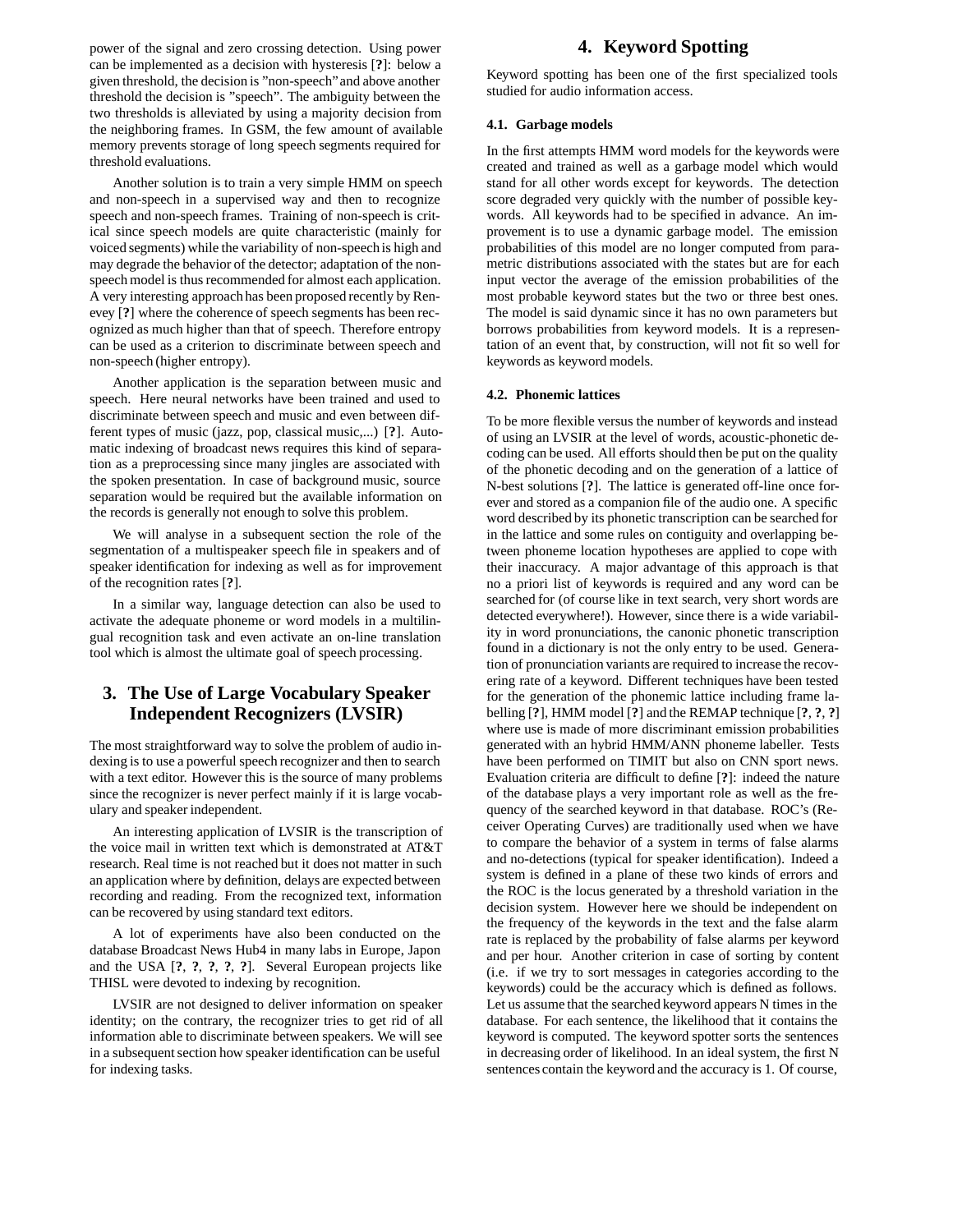power of the signal and zero crossing detection. Using power can be implemented as a decision with hysteresis [?]: below a given threshold, the decision is "non-speech" and above another threshold the decision is "speech". The ambiguity between the two thresholds is alleviated by using a majority decision from the neighboring frames. In GSM, the few amount of available memory prevents storage of long speech segments required for threshold evaluations.

Another solution is to train a very simple HMM on speech and non-speech in a supervised way and then to recognize speech and non-speech frames. Training of non-speech is critical since speech models are quite characteristic (mainly for voiced segments) while the variability of non-speech is high and may degrade the behavior of the detector; adaptation of the non-speech model is thus recommended for almost each application. A very interesting approach has been proposed recently by Reneevey [?] where the coherence of speech segments has been recognized as much higher than that of speech. Therefore entropy can be used as a criterion to discriminate between speech and non-speech (higher entropy).

Another application is the separation between music and speech. Here neural networks have been trained and used to discriminate between speech and music and even between different types of music (jazz, pop, classical music,...) [?]. Automatic indexing of broadcast news requires this kind of separation as a preprocessing since many jingles are associated with the spoken presentation. In case of background music, source separation would be required but the available information on the records is generally not enough to solve this problem.

We will analyse in a subsequent section the role of the segmentation of a multispeaker speech file in speakers and of speaker identification for indexing as well as for improvement of the recognition rates [?].

In a similar way, language detection can also be used to activate the adequate phoneme or word models in a multilingual recognition task and even activate an on-line translation tool which is almost the ultimate goal of speech processing.

# 3. The Use of Large Vocabulary Speaker Independent Recognizers (LVSIR)

The most straightforward way to solve the problem of audio indexing is to use a powerful speech recognizer and then to search with a text editor. However this is the source of many problems since the recognizer is never perfect mainly if it is large vocabulary and speaker independent.

An interesting application of LVSIR is the transcription of the voice mail in written text which is demonstrated at AT&T research. Real time is not reached but it does not matter in such an application where by definition, delays are expected between recording and reading. From the recognized text, information can be recovered by using standard text editors.

A lot of experiments have also been conducted on the database Broadcast News Hub4 in many labs in Europe, Japon and the USA [?, ?, ?, ?, ?]. Several European projects like THISL were devoted to indexing by recognition.

LVSIR are not designed to deliver information on speaker identity; on the contrary, the recognizer tries to get rid of all information able to discriminate between speakers. We will see in a subsequent section how speaker identification can be useful for indexing tasks.

# 4. Keyword Spotting

Keyword spotting has been one of the first specialized tools studied for audio information access.

## 4.1. Garbage models

In the first attempts HMM word models for the keywords were created and trained as well as a garbage model which would stand for all other words except for keywords. The detection score degraded very quickly with the number of possible keywords. All keywords had to be specified in advance. An improvement is to use a dynamic garbage model. The emission probabilities of this model are no longer computed from parametric distributions associated with the states but are for each input vector the average of the emission probabilities of the most probable keyword states but the two or three best ones. The model is said dynamic since it has no own parameters but borrows probabilities from keyword models. It is a representation of an event that, by construction, will not fit so well for keywords as keyword models.

## 4.2. Phonemic lattices

To be more flexible versus the number of keywords and instead of using an LVSIR at the level of words, acoustic-phonetic decoding can be used. All efforts should then be put on the quality of the phonetic decoding and on the generation of a lattice of N-best solutions [?]. The lattice is generated off-line once forever and stored as a companion file of the audio one. A specific word described by its phonetic transcription can be searched for in the lattice and some rules on contiguity and overlapping between phoneme location hypotheses are applied to cope with their inaccuracy. A major advantage of this approach is that no a priori list of keywords is required and any word can be searched for (of course like in text search, very short words are detected everywhere!). However, since there is a wide variability in word pronunciations, the canonic phonetic transcription found in a dictionary is not the only entry to be used. Generation of pronunciation variants are required to increase the recovering rate of a keyword. Different techniques have been tested for the generation of the phonemic lattice including frame labelling [?], HMM model [?] and the REMAP technique [?, ?, ?] where use is made of more discriminant emission probabilities generated with an hybrid HMM/ANN phoneme labeller. Tests have been performed on TIMIT but also on CNN sport news. Evaluation criteria are difficult to define [?]: indeed the nature of the database plays a very important role as well as the frequency of the searched keyword in that database. ROC's (Receiver Operating Curves) are traditionally used when we have to compare the behavior of a system in terms of false alarms and no-detections (typical for speaker identification). Indeed a system is defined in a plane of these two kinds of errors and the ROC is the locus generated by a threshold variation in the decision system. However here we should be independent on the frequency of the keywords in the text and the false alarm rate is replaced by the probability of false alarms per keyword and per hour. Another criterion in case of sorting by content (i.e. if we try to sort messages in categories according to the keywords) could be the accuracy which is defined as follows. Let us assume that the searched keyword appears N times in the database. For each sentence, the likelihood that it contains the keyword is computed. The keyword spotter sorts the sentences in decreasing order of likelihood. In an ideal system, the first N sentences contain the keyword and the accuracy is 1. Of course,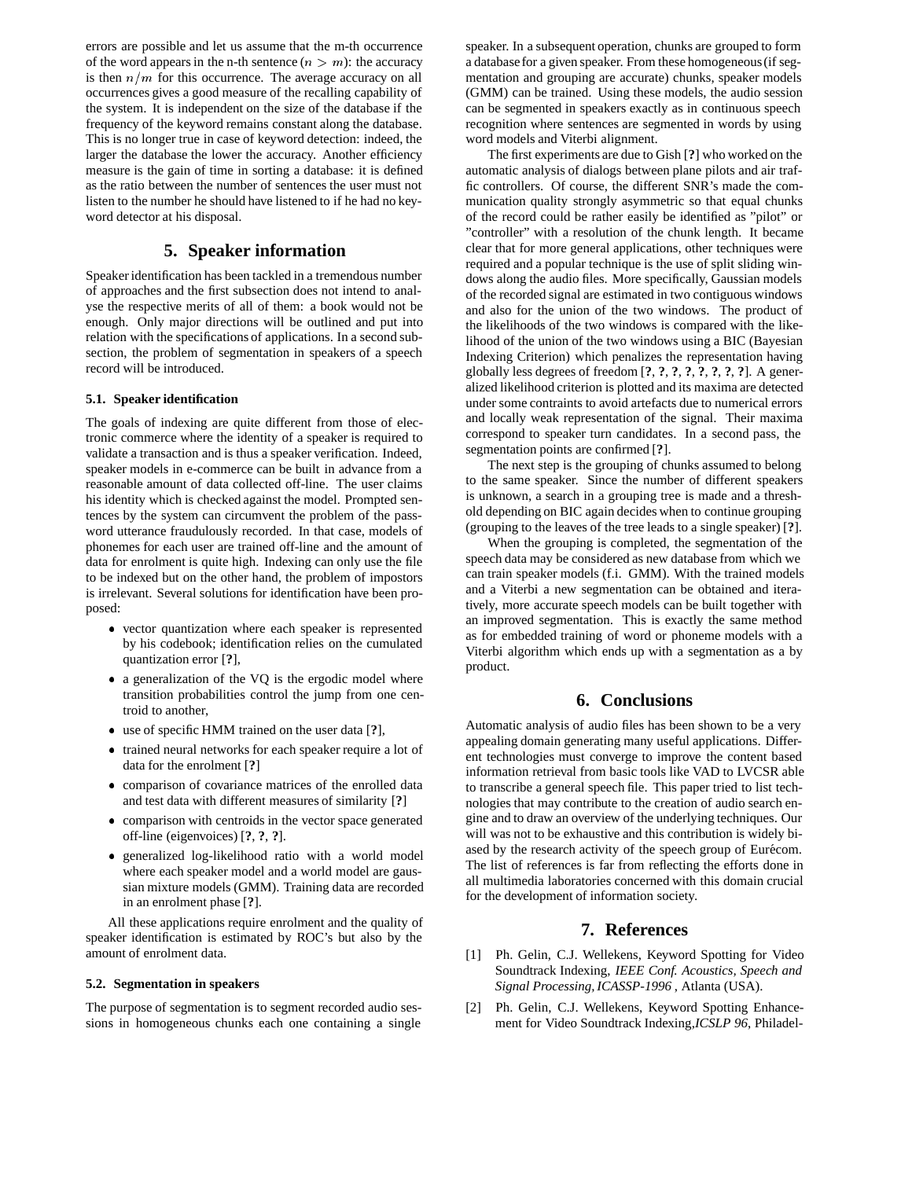errors are possible and let us assume that the m-th occurrence of the word appears in the n-th sentence ($n > m$): the accuracy is then $n/m$ for this occurrence. The average accuracy on all occurrences gives a good measure of the recalling capability of the system. It is independent on the size of the database if the frequency of the keyword remains constant along the database. This is no longer true in case of keyword detection: indeed, the larger the database the lower the accuracy. Another efficiency measure is the gain of time in sorting a database: it is defined as the ratio between the number of sentences the user must not listen to the number he should have listened to if he had no keyword detector at his disposal.

## 5. Speaker information

Speaker identification has been tackled in a tremendous number of approaches and the first subsection does not intend to analyse the respective merits of all of them: a book would not be enough. Only major directions will be outlined and put into relation with the specifications of applications. In a second subsection, the problem of segmentation in speakers of a speech record will be introduced.

### 5.1. Speaker identification

The goals of indexing are quite different from those of electronic commerce where the identity of a speaker is required to validate a transaction and is thus a speaker verification. Indeed, speaker models in e-commerce can be built in advance from a reasonable amount of data collected off-line. The user claims his identity which is checked against the model. Prompted sentences by the system can circumvent the problem of the password utterance fraudulously recorded. In that case, models of phonemes for each user are trained off-line and the amount of data for enrolment is quite high. Indexing can only use the file to be indexed but on the other hand, the problem of impostors is irrelevant. Several solutions for identification have been proposed:

- vector quantization where each speaker is represented by his codebook; identification relies on the cumulated quantization error [**?**],
- a generalization of the VQ is the ergodic model where transition probabilities control the jump from one centroid to another,
- use of specific HMM trained on the user data [**?**],
- trained neural networks for each speaker require a lot of data for the enrolment [**?**]
- comparison of covariance matrices of the enrolled data and test data with different measures of similarity [**?**]
- comparison with centroids in the vector space generated off-line (eigenvoices) [**?**, **?**, **?**].
- generalized log-likelihood ratio with a world model where each speaker model and a world model are gaussian mixture models (GMM). Training data are recorded in an enrolment phase [**?**].

All these applications require enrolment and the quality of speaker identification is estimated by ROC's but also by the amount of enrolment data.

### 5.2. Segmentation in speakers

The purpose of segmentation is to segment recorded audio sessions in homogeneous chunks each one containing a single speaker. In a subsequent operation, chunks are grouped to form a database for a given speaker. From these homogeneous (if segmentation and grouping are accurate) chunks, speaker models (GMM) can be trained. Using these models, the audio session can be segmented in speakers exactly as in continuous speech recognition where sentences are segmented in words by using word models and Viterbi alignment.

The first experiments are due to Gish [**?**] who worked on the automatic analysis of dialogs between plane pilots and air traffic controllers. Of course, the different SNR's made the communication quality strongly asymmetric so that equal chunks of the record could be rather easily be identified as "pilot" or "controller" with a resolution of the chunk length. It became clear that for more general applications, other techniques were required and a popular technique is the use of split sliding windows along the audio files. More specifically, Gaussian models of the recorded signal are estimated in two contiguous windows and also for the union of the two windows. The product of the likelihoods of the two windows is compared with the likelihood of the union of the two windows using a BIC (Bayesian Indexing Criterion) which penalizes the representation having globally less degrees of freedom [**?**, **?**, **?**, **?**, **?**, **?**, **?**, **?**]. A generalized likelihood criterion is plotted and its maxima are detected under some contraints to avoid artefacts due to numerical errors and locally weak representation of the signal. Their maxima correspond to speaker turn candidates. In a second pass, the segmentation points are confirmed [**?**].

The next step is the grouping of chunks assumed to belong to the same speaker. Since the number of different speakers is unknown, a search in a grouping tree is made and a threshold depending on BIC again decides when to continue grouping (grouping to the leaves of the tree leads to a single speaker) [**?**].

When the grouping is completed, the segmentation of the speech data may be considered as new database from which we can train speaker models (f.i. GMM). With the trained models and a Viterbi a new segmentation can be obtained and iteratively, more accurate speech models can be built together with an improved segmentation. This is exactly the same method as for embedded training of word or phoneme models with a Viterbi algorithm which ends up with a segmentation as a by product.

## 6. Conclusions

Automatic analysis of audio files has been shown to be a very appealing domain generating many useful applications. Different technologies must converge to improve the content based information retrieval from basic tools like VAD to LVCSR able to transcribe a general speech file. This paper tried to list technologies that may contribute to the creation of audio search engine and to draw an overview of the underlying techniques. Our will was not to be exhaustive and this contribution is widely biased by the research activity of the speech group of Eurécom. The list of references is far from reflecting the efforts done in all multimedia laboratories concerned with this domain crucial for the development of information society.

## 7. References

[1] Ph. Gelin, C.J. Wellekens, Keyword Spotting for Video Soundtrack Indexing, *IEEE Conf. Acoustics, Speech and Signal Processing, ICASSP-1996* , Atlanta (USA).

[2] Ph. Gelin, C.J. Wellekens, Keyword Spotting Enhancement for Video Soundtrack Indexing,*ICSLP 96*, Philadel-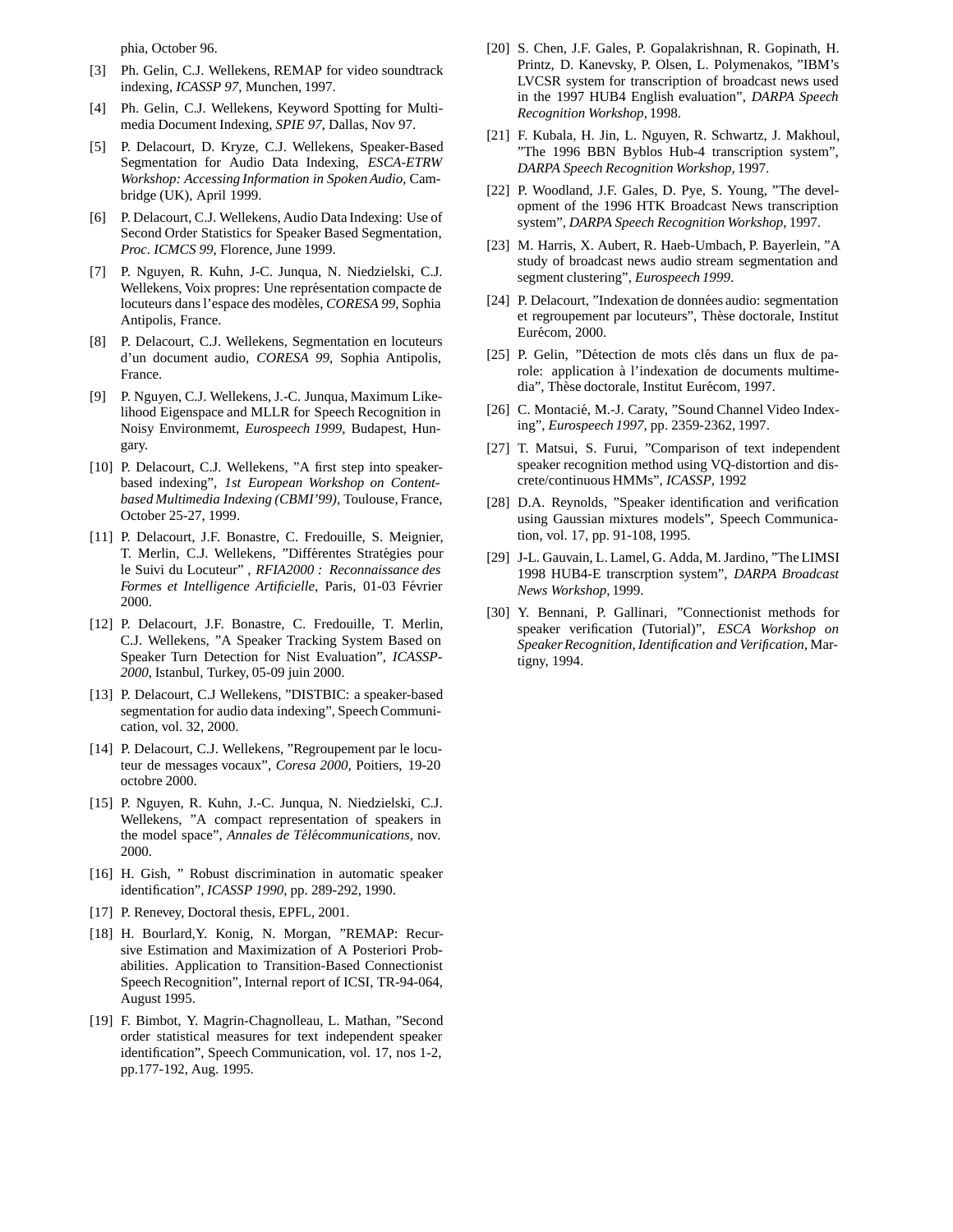phia, October 96.

[3] Ph. Gelin, C.J. Wellekens, REMAP for video soundtrack indexing, *ICASSP 97*, Munchen, 1997.

[4] Ph. Gelin, C.J. Wellekens, Keyword Spotting for Multimedia Document Indexing, *SPIE 97*, Dallas, Nov 97.

[5] P. Delacourt, D. Kryze, C.J. Wellekens, Speaker-Based Segmentation for Audio Data Indexing, *ESCA-ETRW Workshop: Accessing Information in Spoken Audio*, Cambridge (UK), April 1999.

[6] P. Delacourt, C.J. Wellekens, Audio Data Indexing: Use of Second Order Statistics for Speaker Based Segmentation, *Proc. ICMCS 99*, Florence, June 1999.

[7] P. Nguyen, R. Kuhn, J-C. Junqua, N. Niedzielski, C.J. Wellekens, Voix propres: Une représentation compacte de locuteurs dans l'espace des modèles, *CORESA 99*, Sophia Antipolis, France.

[8] P. Delacourt, C.J. Wellekens, Segmentation en locuteurs d'un document audio, *CORESA 99*, Sophia Antipolis, France.

[9] P. Nguyen, C.J. Wellekens, J.-C. Junqua, Maximum Likelihood Eigenspace and MLLR for Speech Recognition in Noisy Environmemt, *Eurospeech 1999*, Budapest, Hungary.

[10] P. Delacourt, C.J. Wellekens, "A first step into speaker-based indexing", *1st European Workshop on Content-based Multimedia Indexing (CBMI'99)*, Toulouse, France, October 25-27, 1999.

[11] P. Delacourt, J.F. Bonastre, C. Fredouille, S. Meignier, T. Merlin, C.J. Wellekens, "Différentes Stratégies pour le Suivi du Locuteur" , *RFIA2000 : Reconnaissance des Formes et Intelligence Artificielle*, Paris, 01-03 Février 2000.

[12] P. Delacourt, J.F. Bonastre, C. Fredouille, T. Merlin, C.J. Wellekens, "A Speaker Tracking System Based on Speaker Turn Detection for Nist Evaluation", *ICASSP-2000*, Istanbul, Turkey, 05-09 juin 2000.

[13] P. Delacourt, C.J Wellekens, "DISTBIC: a speaker-based segmentation for audio data indexing", Speech Communication, vol. 32, 2000.

[14] P. Delacourt, C.J. Wellekens, "Regroupement par le locuteur de messages vocaux", *Coresa 2000*, Poitiers, 19-20 octobre 2000.

[15] P. Nguyen, R. Kuhn, J.-C. Junqua, N. Niedzielski, C.J. Wellekens, "A compact representation of speakers in the model space", *Annales de Télécommunications*, nov. 2000.

[16] H. Gish, " Robust discrimination in automatic speaker identification", *ICASSP 1990*, pp. 289-292, 1990.

[17] P. Renevey, Doctoral thesis, EPFL, 2001.

[18] H. Bourlard,Y. Konig, N. Morgan, "REMAP: Recursive Estimation and Maximization of A Posteriori Probabilities. Application to Transition-Based Connectionist Speech Recognition", Internal report of ICSI, TR-94-064, August 1995.

[19] F. Bimbot, Y. Magrin-Chagnolleau, L. Mathan, "Second order statistical measures for text independent speaker identification", Speech Communication, vol. 17, nos 1-2, pp.177-192, Aug. 1995.

[20] S. Chen, J.F. Gales, P. Gopalakrishnan, R. Gopinath, H. Printz, D. Kanevsky, P. Olsen, L. Polymenakos, "IBM's LVCSR system for transcription of broadcast news used in the 1997 HUB4 English evaluation", *DARPA Speech Recognition Workshop*, 1998.

[21] F. Kubala, H. Jin, L. Nguyen, R. Schwartz, J. Makhoul, "The 1996 BBN Byblos Hub-4 transcription system", *DARPA Speech Recognition Workshop*, 1997.

[22] P. Woodland, J.F. Gales, D. Pye, S. Young, "The development of the 1996 HTK Broadcast News transcription system", *DARPA Speech Recognition Workshop*, 1997.

[23] M. Harris, X. Aubert, R. Haeb-Umbach, P. Bayerlein, "A study of broadcast news audio stream segmentation and segment clustering", *Eurospeech 1999*.

[24] P. Delacourt, "Indexation de données audio: segmentation et regroupement par locuteurs", Thèse doctorale, Institut Eurécom, 2000.

[25] P. Gelin, "Détection de mots clés dans un flux de parole: application à l'indexation de documents multimedia", Thèse doctorale, Institut Eurécom, 1997.

[26] C. Montacié, M.-J. Caraty, "Sound Channel Video Indexing", *Eurospeech 1997*, pp. 2359-2362, 1997.

[27] T. Matsui, S. Furui, "Comparison of text independent speaker recognition method using VQ-distortion and discrete/continuous HMMs", *ICASSP*, 1992

[28] D.A. Reynolds, "Speaker identification and verification using Gaussian mixtures models", Speech Communication, vol. 17, pp. 91-108, 1995.

[29] J-L. Gauvain, L. Lamel, G. Adda, M. Jardino, "The LIMSI 1998 HUB4-E transcrption system", *DARPA Broadcast News Workshop*, 1999.

[30] Y. Bennani, P. Gallinari, "Connectionist methods for speaker verification (Tutorial)", *ESCA Workshop on Speaker Recognition, Identification and Verification*, Martigny, 1994.